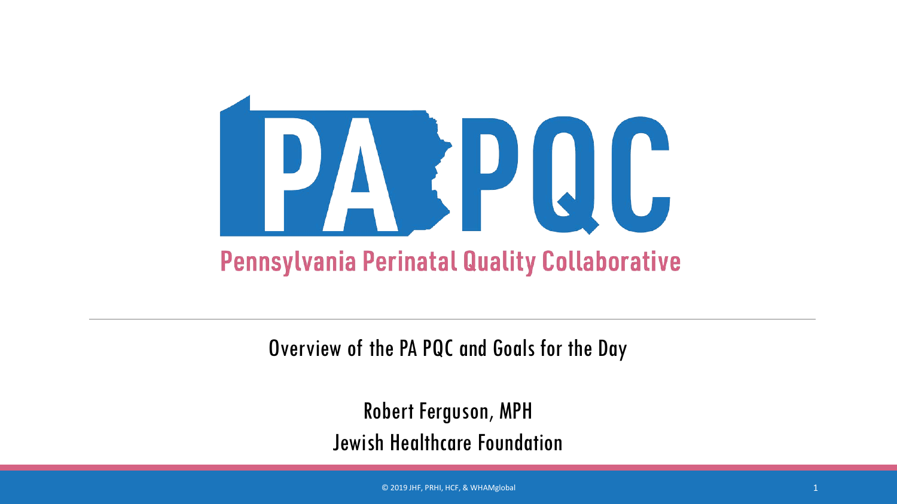# PA PQC

## Pennsylvania Perinatal Quality Collaborative

Overview of the PA PQC and Goals for the Day

Robert Ferguson, MPH

Jewish Healthcare Foundation

© 2019 JHF, PRHI, HCF, & WHAMglobal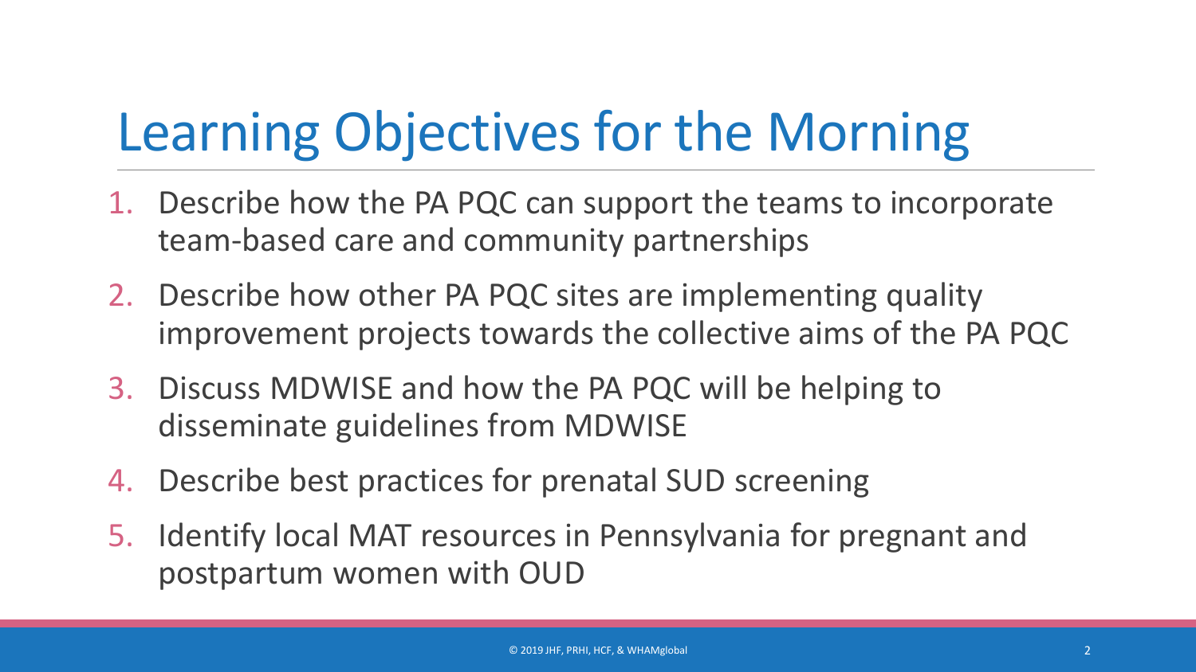# Learning Objectives for the Morning

1. Describe how the PA PQC can support the teams to incorporate team-based care and community partnerships
2. Describe how other PA PQC sites are implementing quality improvement projects towards the collective aims of the PA PQC
3. Discuss MDWISE and how the PA PQC will be helping to disseminate guidelines from MDWISE
4. Describe best practices for prenatal SUD screening
5. Identify local MAT resources in Pennsylvania for pregnant and postpartum women with OUD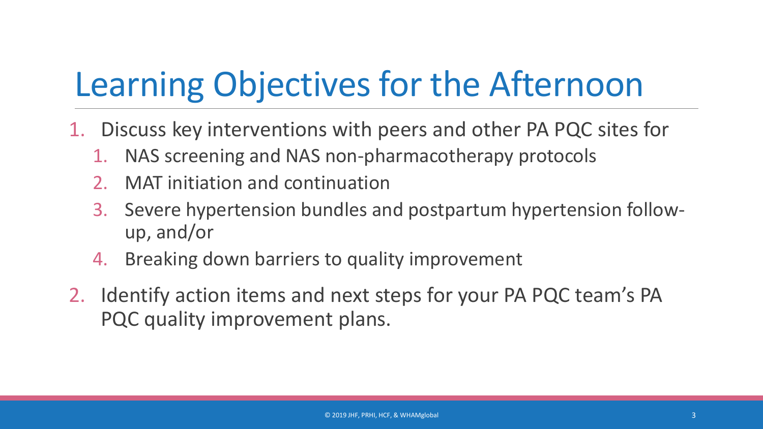# Learning Objectives for the Afternoon

1. Discuss key interventions with peers and other PA PQC sites for
   1. NAS screening and NAS non-pharmacotherapy protocols
   2. MAT initiation and continuation
   3. Severe hypertension bundles and postpartum hypertension follow-up, and/or
   4. Breaking down barriers to quality improvement
2. Identify action items and next steps for your PA PQC team's PA PQC quality improvement plans.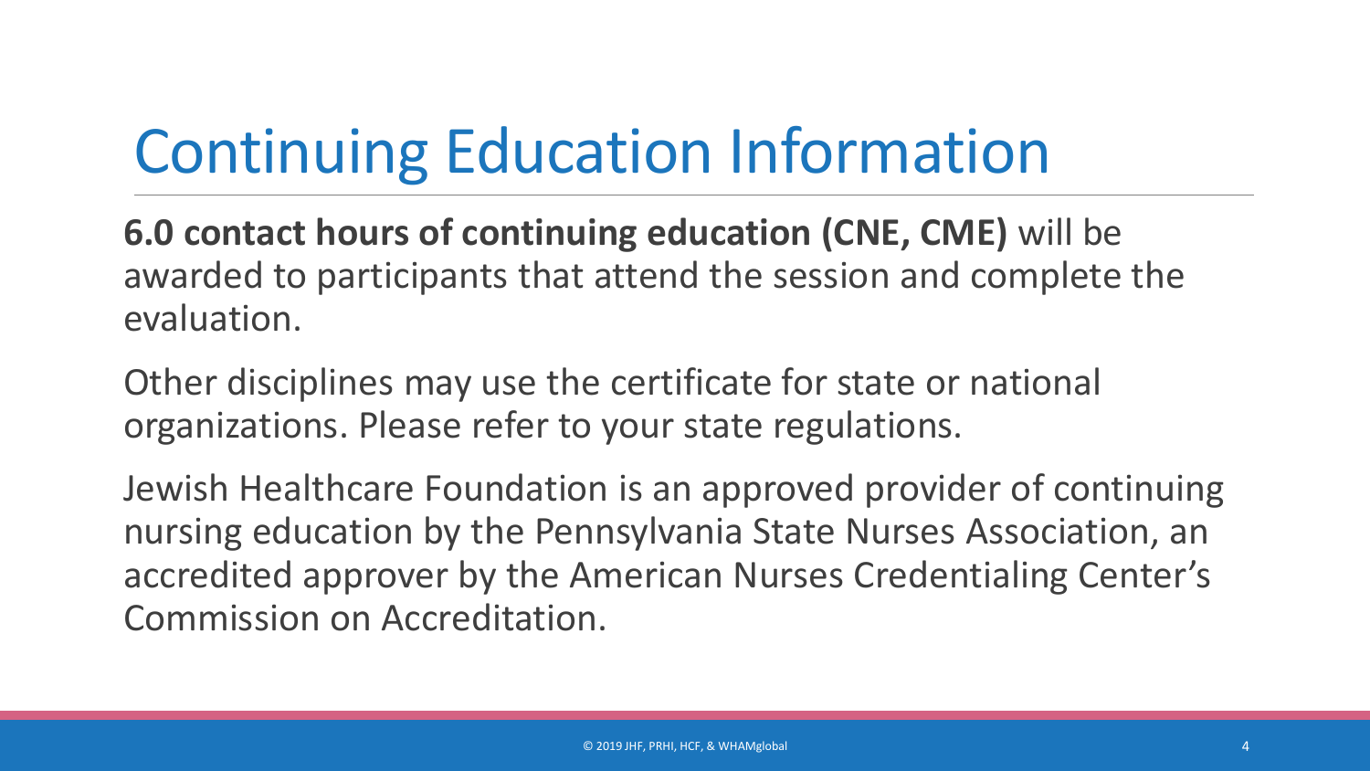# Continuing Education Information

**6.0 contact hours of continuing education (CNE, CME)** will be awarded to participants that attend the session and complete the evaluation.

Other disciplines may use the certificate for state or national organizations. Please refer to your state regulations.

Jewish Healthcare Foundation is an approved provider of continuing nursing education by the Pennsylvania State Nurses Association, an accredited approver by the American Nurses Credentialing Center's Commission on Accreditation.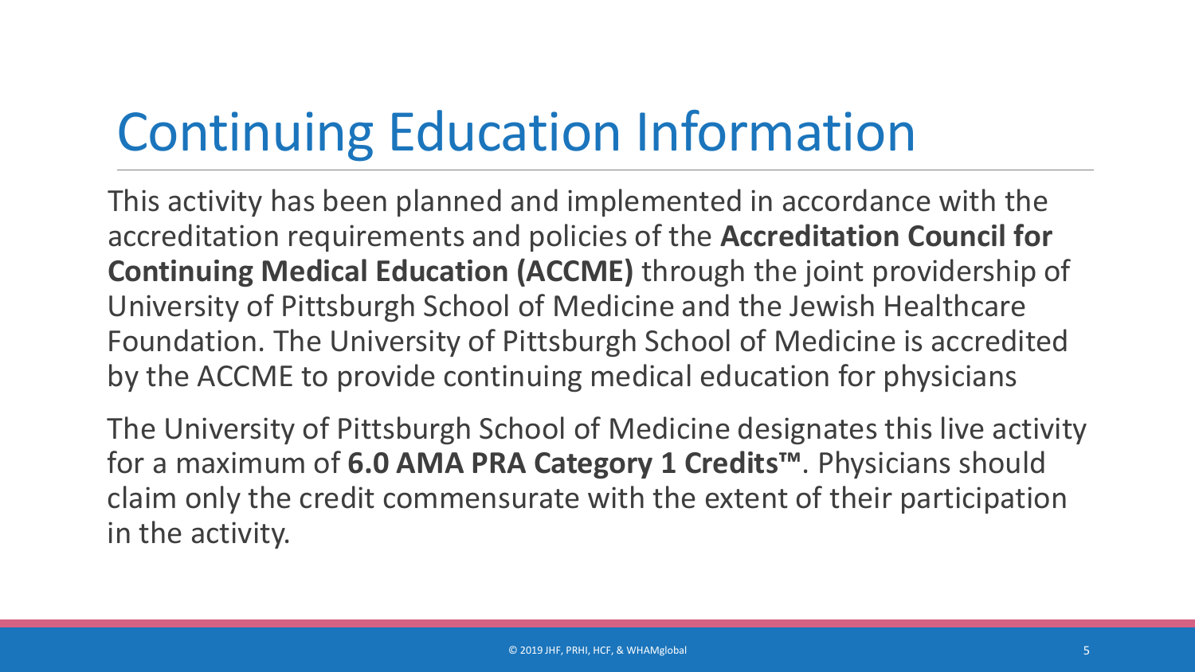# Continuing Education Information

This activity has been planned and implemented in accordance with the accreditation requirements and policies of the **Accreditation Council for Continuing Medical Education (ACCME)** through the joint providership of University of Pittsburgh School of Medicine and the Jewish Healthcare Foundation. The University of Pittsburgh School of Medicine is accredited by the ACCME to provide continuing medical education for physicians

The University of Pittsburgh School of Medicine designates this live activity for a maximum of **6.0 AMA PRA Category 1 Credits™**. Physicians should claim only the credit commensurate with the extent of their participation in the activity.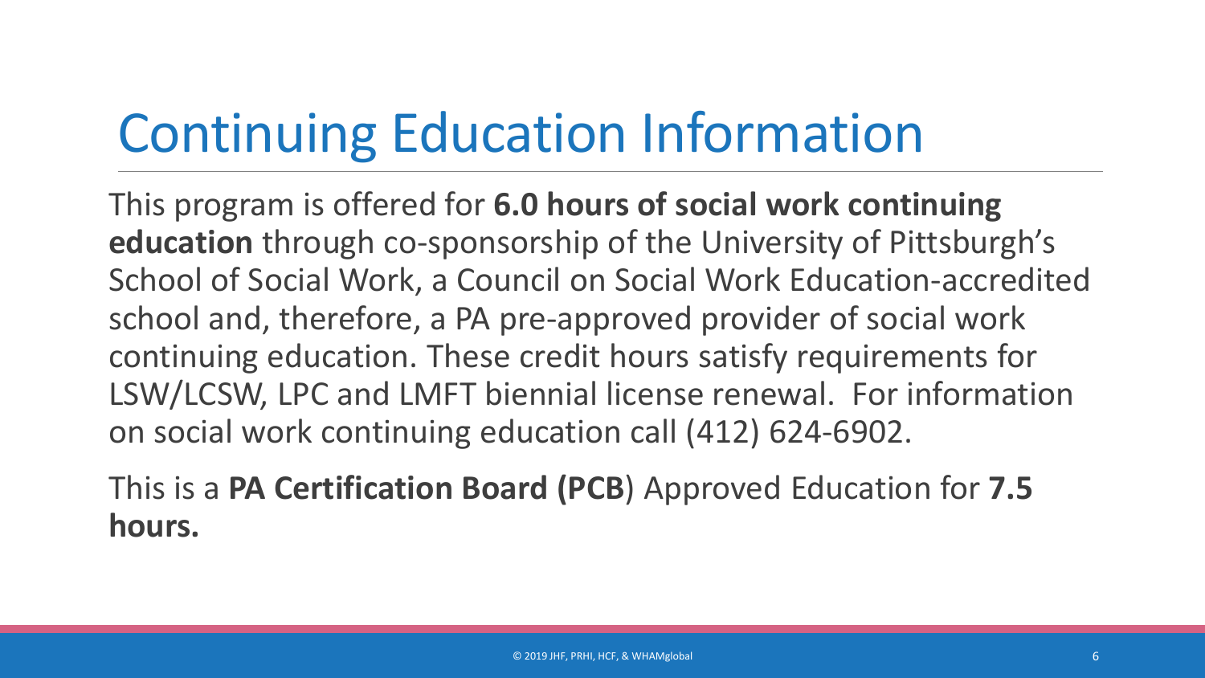# Continuing Education Information

This program is offered for **6.0 hours of social work continuing education** through co-sponsorship of the University of Pittsburgh's School of Social Work, a Council on Social Work Education-accredited school and, therefore, a PA pre-approved provider of social work continuing education. These credit hours satisfy requirements for LSW/LCSW, LPC and LMFT biennial license renewal. For information on social work continuing education call (412) 624-6902.

This is a **PA Certification Board (PCB**) Approved Education for **7.5 hours.**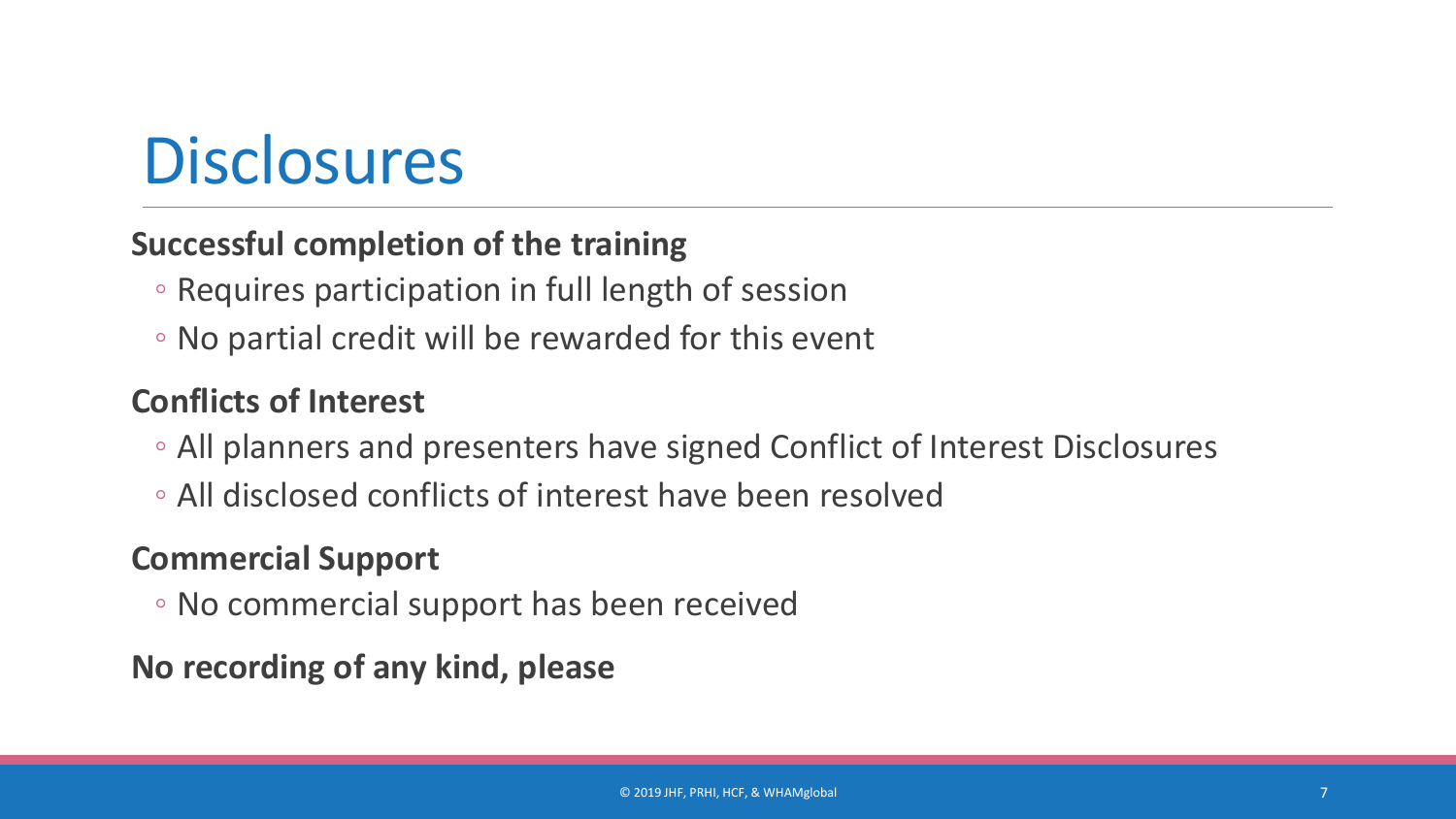# Disclosures

**Successful completion of the training**

- Requires participation in full length of session
- No partial credit will be rewarded for this event

**Conflicts of Interest**

- All planners and presenters have signed Conflict of Interest Disclosures
- All disclosed conflicts of interest have been resolved

**Commercial Support**

- No commercial support has been received

**No recording of any kind, please**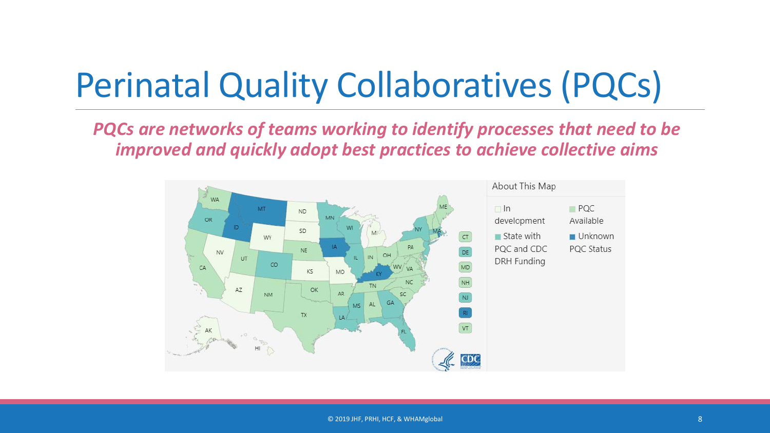# Perinatal Quality Collaboratives (PQCs)

***PQCs are networks of teams working to identify processes that need to be improved and quickly adopt best practices to achieve collective aims***

About This Map

- In development
- PQC Available
- State with PQC and CDC DRH Funding
- Unknown PQC Status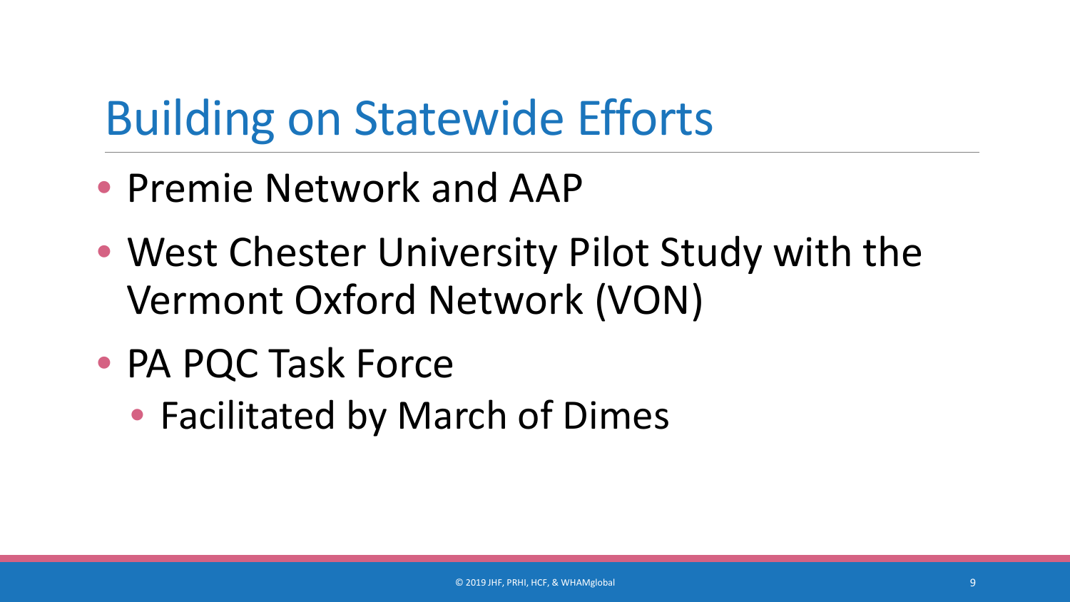# Building on Statewide Efforts

- Premie Network and AAP
- West Chester University Pilot Study with the Vermont Oxford Network (VON)
- PA PQC Task Force
  - Facilitated by March of Dimes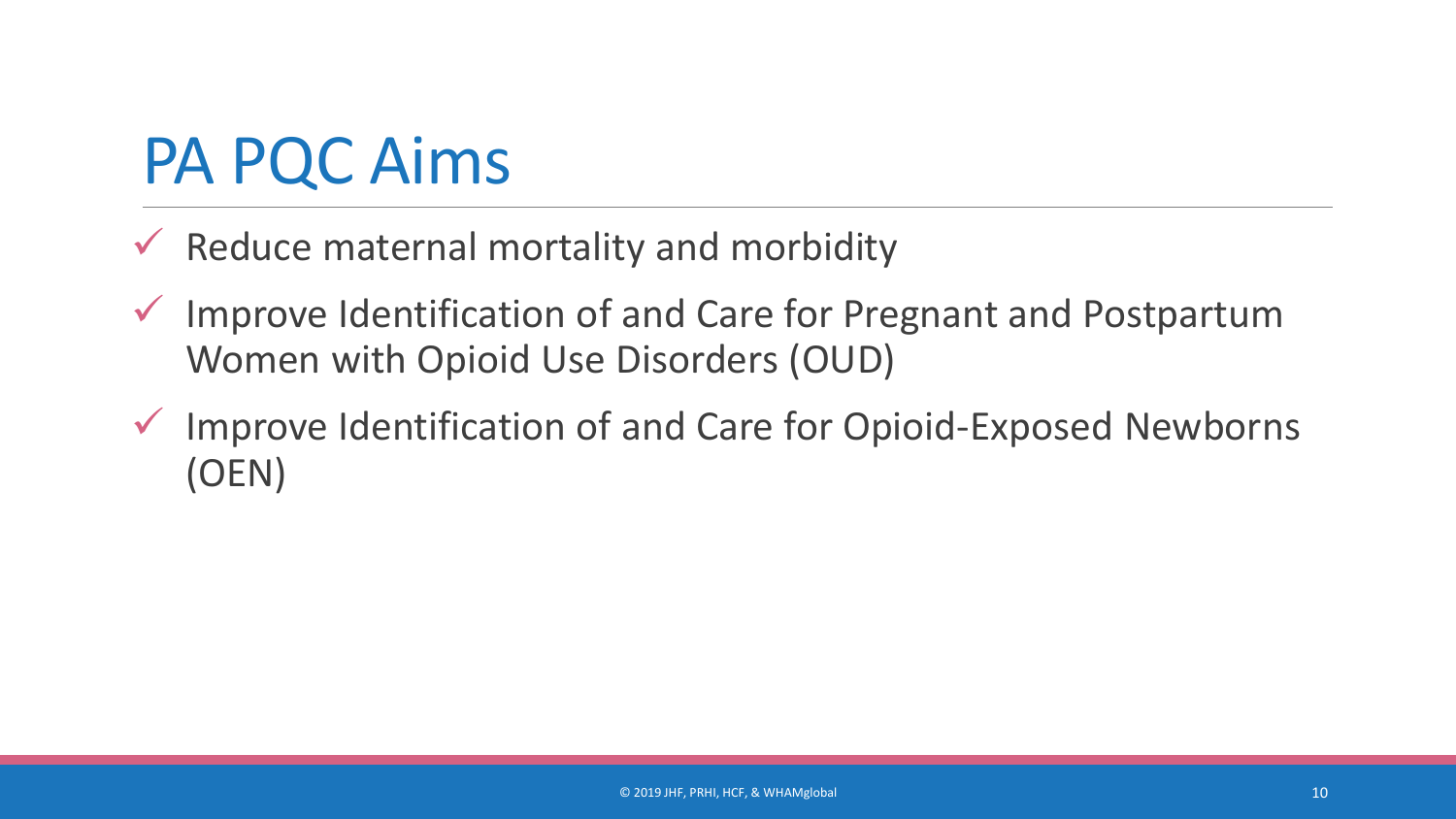# PA PQC Aims

- Reduce maternal mortality and morbidity
- Improve Identification of and Care for Pregnant and Postpartum Women with Opioid Use Disorders (OUD)
- Improve Identification of and Care for Opioid-Exposed Newborns (OEN)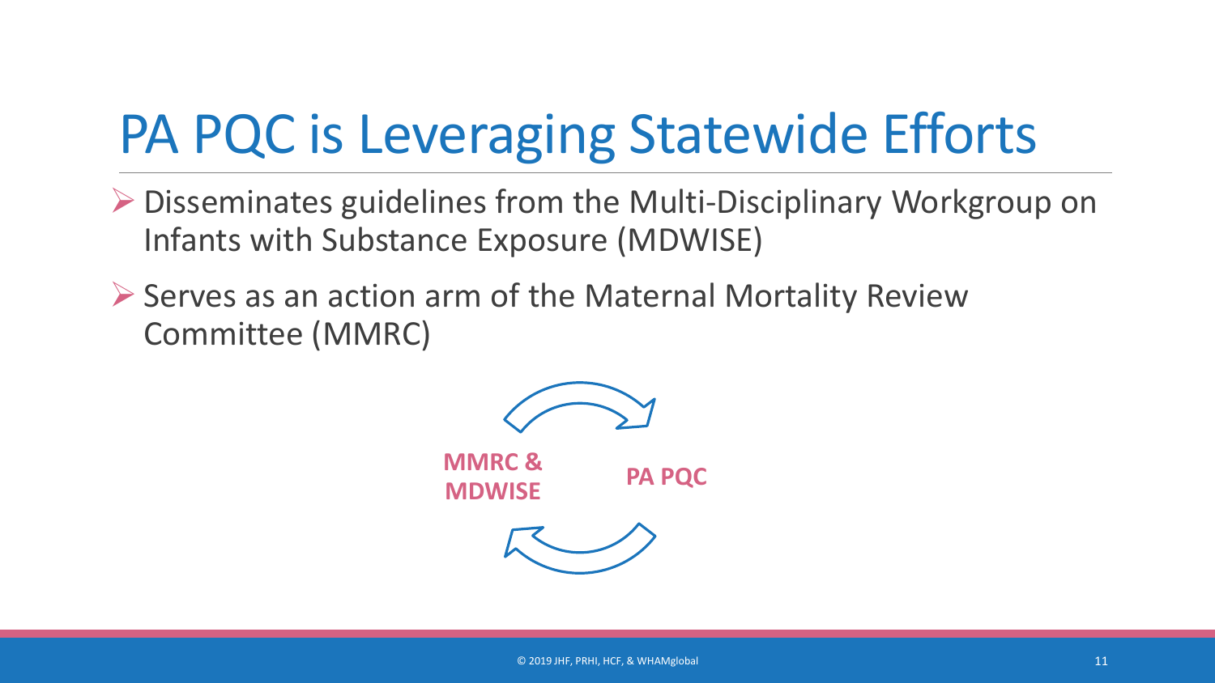# PA PQC is Leveraging Statewide Efforts

- Disseminates guidelines from the Multi-Disciplinary Workgroup on Infants with Substance Exposure (MDWISE)
- Serves as an action arm of the Maternal Mortality Review Committee (MMRC)

**MMRC & MDWISE**

**PA PQC**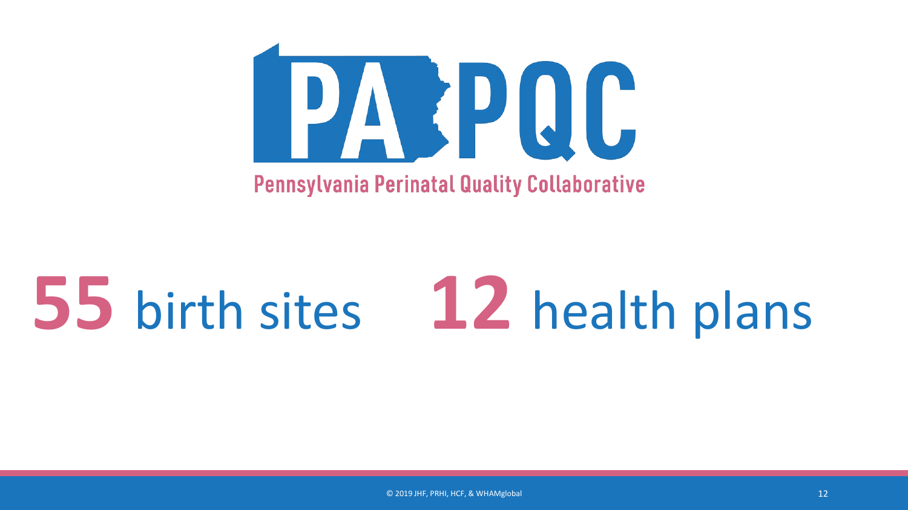# PA PQC

Pennsylvania Perinatal Quality Collaborative

**55** birth sites **12** health plans

© 2019 JHF, PRHI, HCF, & WHAMglobal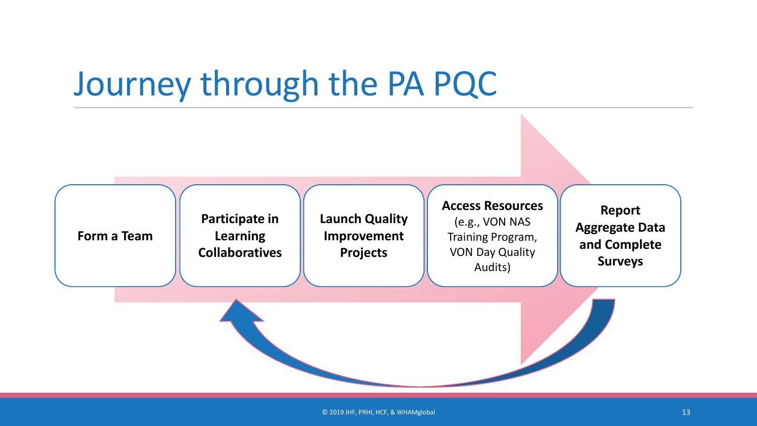# Journey through the PA PQC

1. **Form a Team**
2. **Participate in Learning Collaboratives**
3. **Launch Quality Improvement Projects**
4. **Access Resources** (e.g., VON NAS Training Program, VON Day Quality Audits)
5. **Report Aggregate Data and Complete Surveys**

© 2019 JHF, PRHI, HCF, & WHAMglobal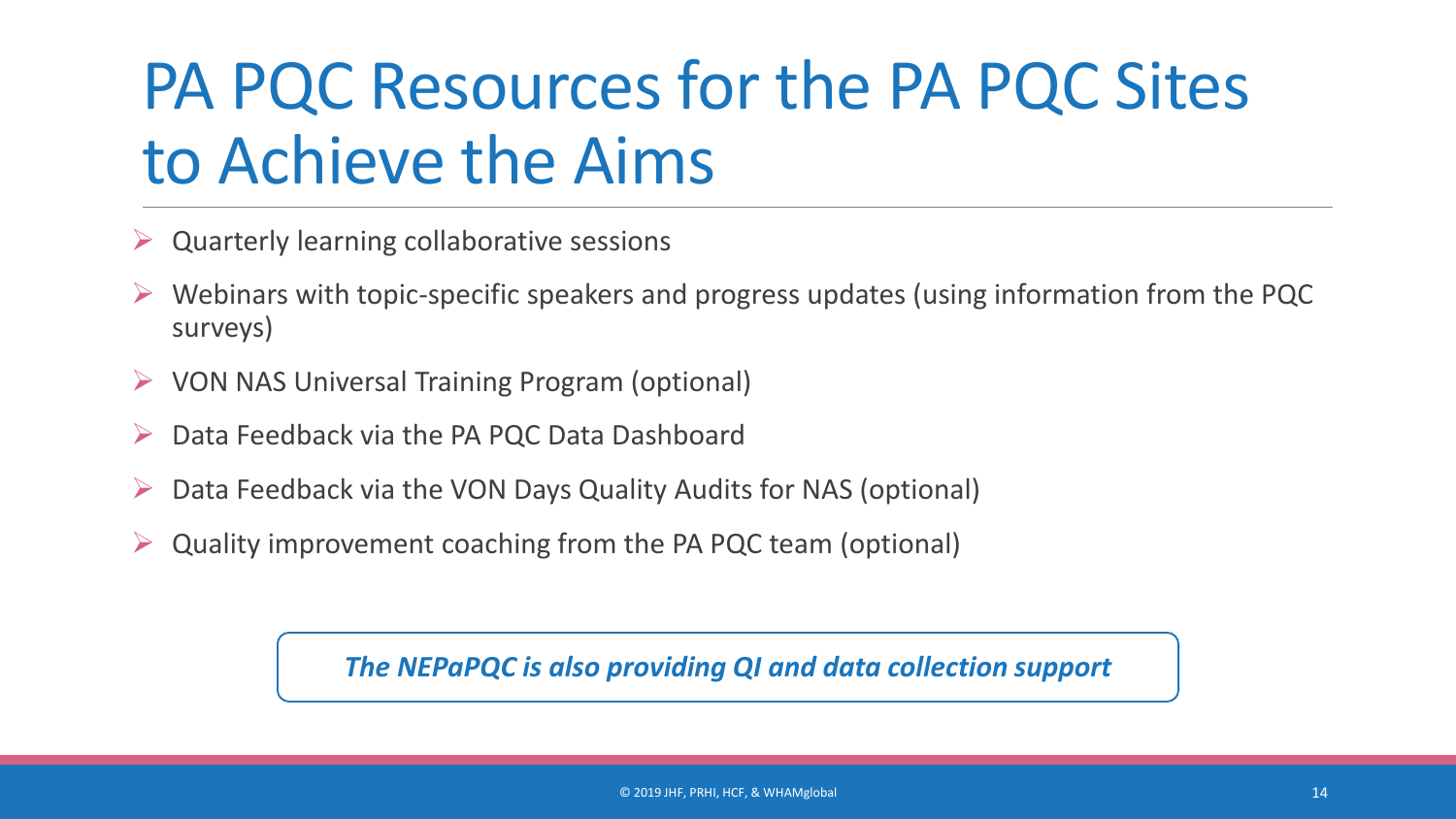# PA PQC Resources for the PA PQC Sites to Achieve the Aims

- Quarterly learning collaborative sessions
- Webinars with topic-specific speakers and progress updates (using information from the PQC surveys)
- VON NAS Universal Training Program (optional)
- Data Feedback via the PA PQC Data Dashboard
- Data Feedback via the VON Days Quality Audits for NAS (optional)
- Quality improvement coaching from the PA PQC team (optional)

***The NEPaPQC is also providing QI and data collection support***

© 2019 JHF, PRHI, HCF, & WHAMglobal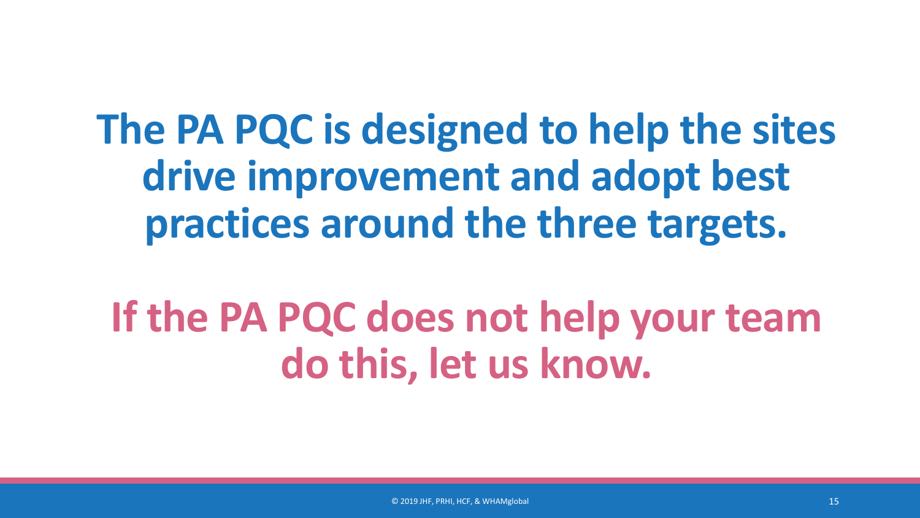**The PA PQC is designed to help the sites drive improvement and adopt best practices around the three targets.**

**If the PA PQC does not help your team do this, let us know.**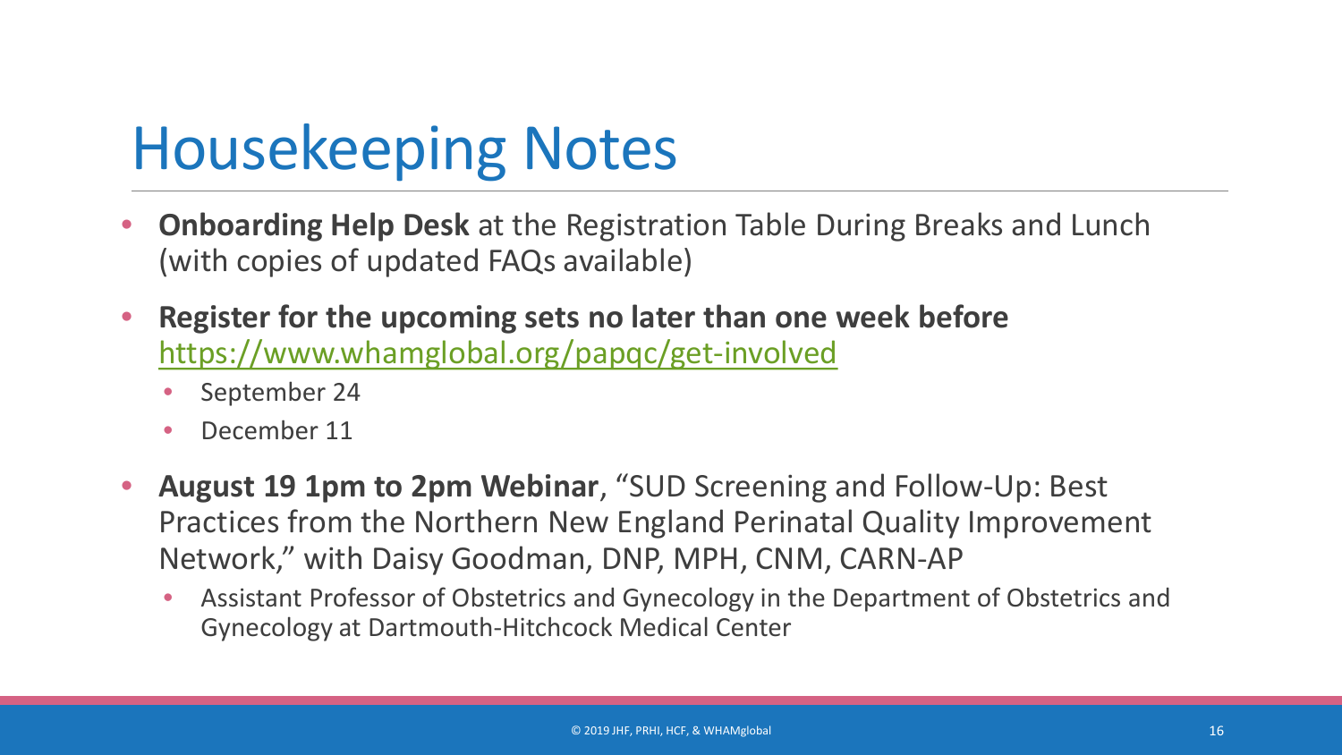# Housekeeping Notes

- **Onboarding Help Desk** at the Registration Table During Breaks and Lunch (with copies of updated FAQs available)
- **Register for the upcoming sets no later than one week before** https://www.whamglobal.org/papqc/get-involved
  - September 24
  - December 11
- **August 19 1pm to 2pm Webinar**, "SUD Screening and Follow-Up: Best Practices from the Northern New England Perinatal Quality Improvement Network," with Daisy Goodman, DNP, MPH, CNM, CARN-AP
  - Assistant Professor of Obstetrics and Gynecology in the Department of Obstetrics and Gynecology at Dartmouth-Hitchcock Medical Center

© 2019 JHF, PRHI, HCF, & WHAMglobal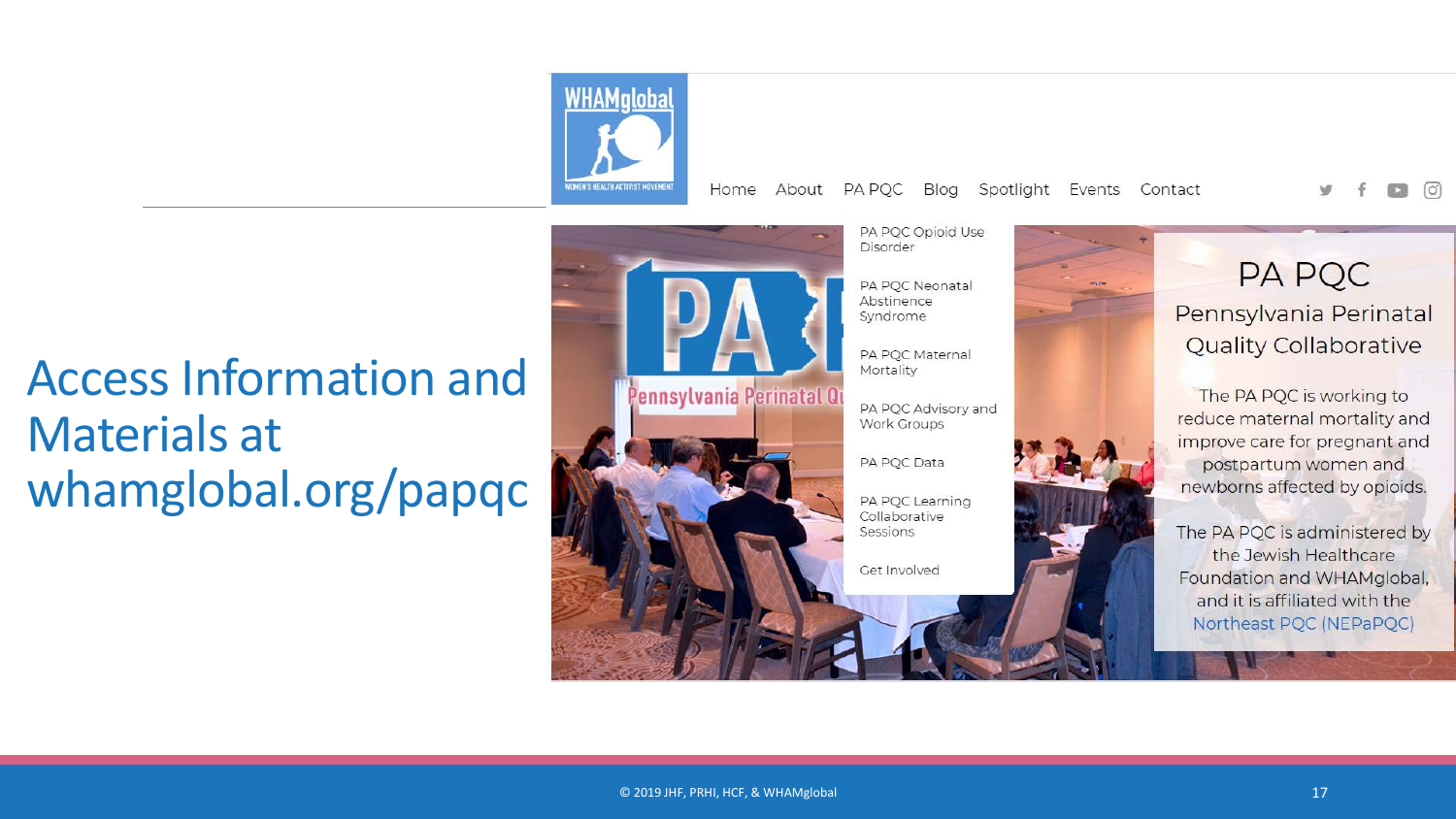# Access Information and Materials at whamglobal.org/papqc

WHAMglobal

WOMEN'S HEALTH ACTIVIST MOVEMENT

Home About PA PQC Blog Spotlight Events Contact

- PA PQC Opioid Use Disorder
- PA PQC Neonatal Abstinence Syndrome
- PA PQC Maternal Mortality
- PA PQC Advisory and Work Groups
- PA PQC Data
- PA PQC Learning Collaborative Sessions
- Get Involved

## PA PQC

Pennsylvania Perinatal Quality Collaborative

The PA PQC is working to reduce maternal mortality and improve care for pregnant and postpartum women and newborns affected by opioids.

The PA PQC is administered by the Jewish Healthcare Foundation and WHAMglobal, and it is affiliated with the Northeast PQC (NEPaPQC)

© 2019 JHF, PRHI, HCF, & WHAMglobal